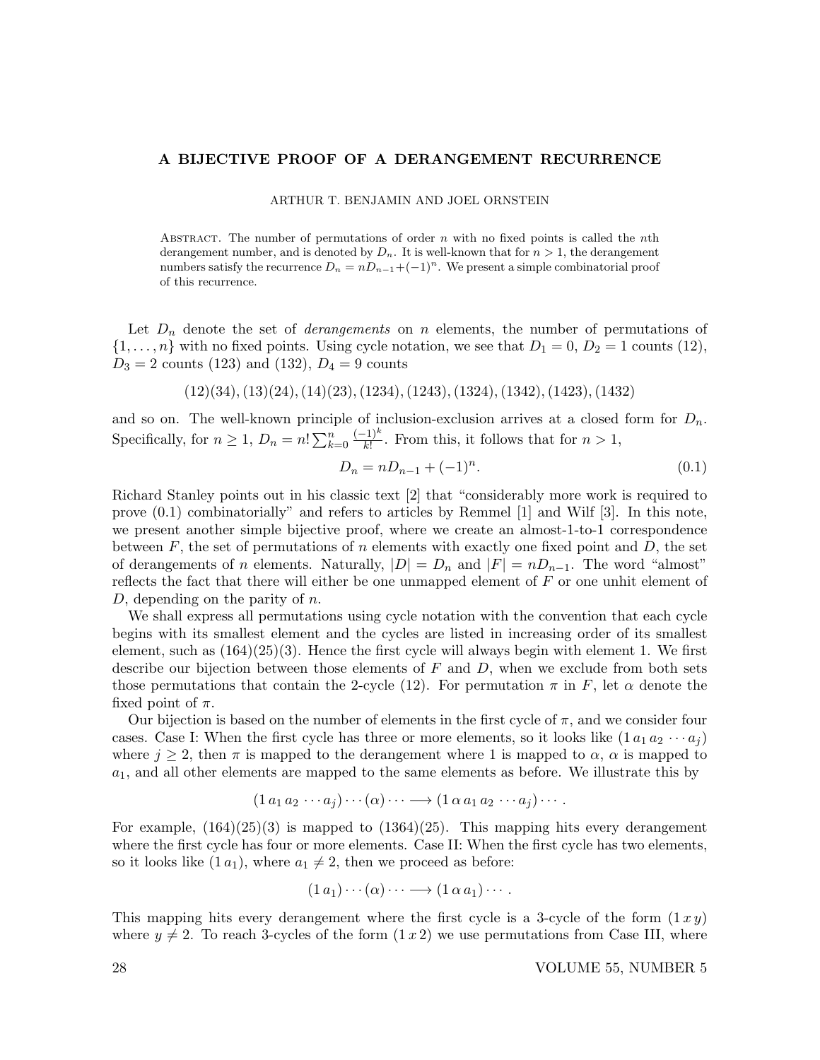# A BIJECTIVE PROOF OF A DERANGEMENT RECURRENCE

ARTHUR T. BENJAMIN AND JOEL ORNSTEIN

Abstract. The number of permutations of order $n$ with no fixed points is called the $n$th derangement number, and is denoted by $D_n$. It is well-known that for $n > 1$, the derangement numbers satisfy the recurrence $D_n = nD_{n-1} + (-1)^n$. We present a simple combinatorial proof of this recurrence.

Let $D_n$ denote the set of *derangements* on $n$ elements, the number of permutations of $\{1, \ldots, n\}$ with no fixed points. Using cycle notation, we see that $D_1 = 0$, $D_2 = 1$ counts $(12)$, $D_3 = 2$ counts $(123)$ and $(132)$, $D_4 = 9$ counts

$$(12)(34), (13)(24), (14)(23), (1234), (1243), (1324), (1342), (1423), (1432)$$

and so on. The well-known principle of inclusion-exclusion arrives at a closed form for $D_n$. Specifically, for $n \geq 1$, $D_n = n! \sum_{k=0}^{n} \frac{(-1)^k}{k!}$. From this, it follows that for $n > 1$,

$$D_n = nD_{n-1} + (-1)^n. \tag{0.1}$$

Richard Stanley points out in his classic text [2] that "considerably more work is required to prove (0.1) combinatorially" and refers to articles by Remmel [1] and Wilf [3]. In this note, we present another simple bijective proof, where we create an almost-1-to-1 correspondence between $F$, the set of permutations of $n$ elements with exactly one fixed point and $D$, the set of derangements of $n$ elements. Naturally, $|D| = D_n$ and $|F| = nD_{n-1}$. The word "almost" reflects the fact that there will either be one unmapped element of $F$ or one unhit element of $D$, depending on the parity of $n$.

We shall express all permutations using cycle notation with the convention that each cycle begins with its smallest element and the cycles are listed in increasing order of its smallest element, such as $(164)(25)(3)$. Hence the first cycle will always begin with element 1. We first describe our bijection between those elements of $F$ and $D$, when we exclude from both sets those permutations that contain the 2-cycle $(12)$. For permutation $\pi$ in $F$, let $\alpha$ denote the fixed point of $\pi$.

Our bijection is based on the number of elements in the first cycle of $\pi$, and we consider four cases. Case I: When the first cycle has three or more elements, so it looks like $(1\, a_1\, a_2\, \cdots a_j)$ where $j \geq 2$, then $\pi$ is mapped to the derangement where 1 is mapped to $\alpha$, $\alpha$ is mapped to $a_1$, and all other elements are mapped to the same elements as before. We illustrate this by

$$(1\, a_1\, a_2\, \cdots a_j) \cdots (\alpha) \cdots \longrightarrow (1\, \alpha\, a_1\, a_2\, \cdots a_j) \cdots .$$

For example, $(164)(25)(3)$ is mapped to $(1364)(25)$. This mapping hits every derangement where the first cycle has four or more elements. Case II: When the first cycle has two elements, so it looks like $(1\, a_1)$, where $a_1 \neq 2$, then we proceed as before:

$$(1\, a_1) \cdots (\alpha) \cdots \longrightarrow (1\, \alpha\, a_1) \cdots .$$

This mapping hits every derangement where the first cycle is a 3-cycle of the form $(1\, x\, y)$ where $y \neq 2$. To reach 3-cycles of the form $(1\, x\, 2)$ we use permutations from Case III, where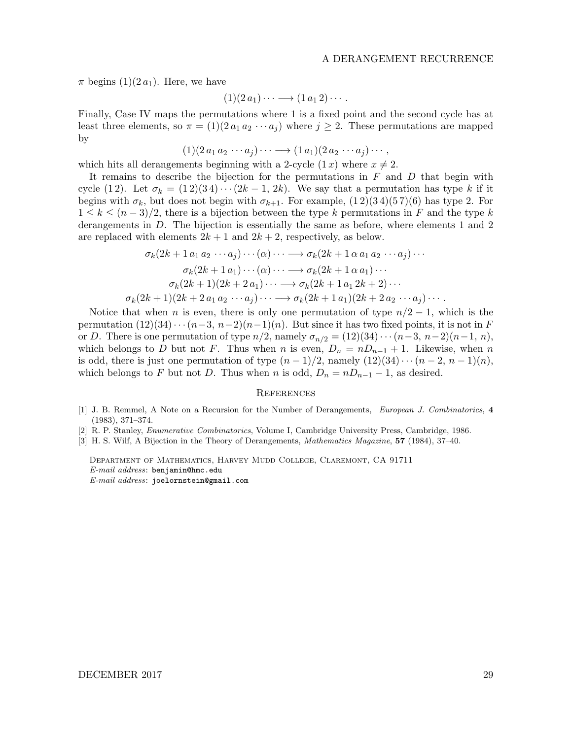$\pi$ begins $(1)(2\,a_1)$. Here, we have

$$(1)(2\,a_1)\cdots \longrightarrow (1\,a_1\,2)\cdots.$$

Finally, Case IV maps the permutations where 1 is a fixed point and the second cycle has at least three elements, so $\pi = (1)(2\,a_1\,a_2\,\cdots a_j)$ where $j \geq 2$. These permutations are mapped by

$$(1)(2\,a_1\,a_2\,\cdots a_j)\cdots \longrightarrow (1\,a_1)(2\,a_2\,\cdots a_j)\cdots,$$

which hits all derangements beginning with a 2-cycle $(1\,x)$ where $x \neq 2$.

It remains to describe the bijection for the permutations in $F$ and $D$ that begin with cycle $(1\,2)$. Let $\sigma_k = (1\,2)(3\,4)\cdots(2k-1,\,2k)$. We say that a permutation has type $k$ if it begins with $\sigma_k$, but does not begin with $\sigma_{k+1}$. For example, $(1\,2)(3\,4)(5\,7)(6)$ has type 2. For $1 \leq k \leq (n-3)/2$, there is a bijection between the type $k$ permutations in $F$ and the type $k$ derangements in $D$. The bijection is essentially the same as before, where elements 1 and 2 are replaced with elements $2k+1$ and $2k+2$, respectively, as below.

$$\sigma_k(2k+1\,a_1\,a_2\,\cdots a_j)\cdots(\alpha)\cdots \longrightarrow \sigma_k(2k+1\,\alpha\,a_1\,a_2\,\cdots a_j)\cdots$$

$$\sigma_k(2k+1\,a_1)\cdots(\alpha)\cdots \longrightarrow \sigma_k(2k+1\,\alpha\,a_1)\cdots$$

$$\sigma_k(2k+1)(2k+2\,a_1)\cdots \longrightarrow \sigma_k(2k+1\,a_1\,2k+2)\cdots$$

$$\sigma_k(2k+1)(2k+2\,a_1\,a_2\,\cdots a_j)\cdots \longrightarrow \sigma_k(2k+1\,a_1)(2k+2\,a_2\,\cdots a_j)\cdots.$$

Notice that when $n$ is even, there is only one permutation of type $n/2-1$, which is the permutation $(12)(34)\cdots(n-3,\,n-2)(n-1)(n)$. But since it has two fixed points, it is not in $F$ or $D$. There is one permutation of type $n/2$, namely $\sigma_{n/2} = (12)(34)\cdots(n-3,\,n-2)(n-1,\,n)$, which belongs to $D$ but not $F$. Thus when $n$ is even, $D_n = nD_{n-1}+1$. Likewise, when $n$ is odd, there is just one permutation of type $(n-1)/2$, namely $(12)(34)\cdots(n-2,\,n-1)(n)$, which belongs to $F$ but not $D$. Thus when $n$ is odd, $D_n = nD_{n-1}-1$, as desired.

## References

[1] J. B. Remmel, A Note on a Recursion for the Number of Derangements, *European J. Combinatorics*, **4** (1983), 371–374.

[2] R. P. Stanley, *Enumerative Combinatorics*, Volume I, Cambridge University Press, Cambridge, 1986.

[3] H. S. Wilf, A Bijection in the Theory of Derangements, *Mathematics Magazine*, **57** (1984), 37–40.

Department of Mathematics, Harvey Mudd College, Claremont, CA 91711
*E-mail address*: benjamin@hmc.edu
*E-mail address*: joelornstein@gmail.com